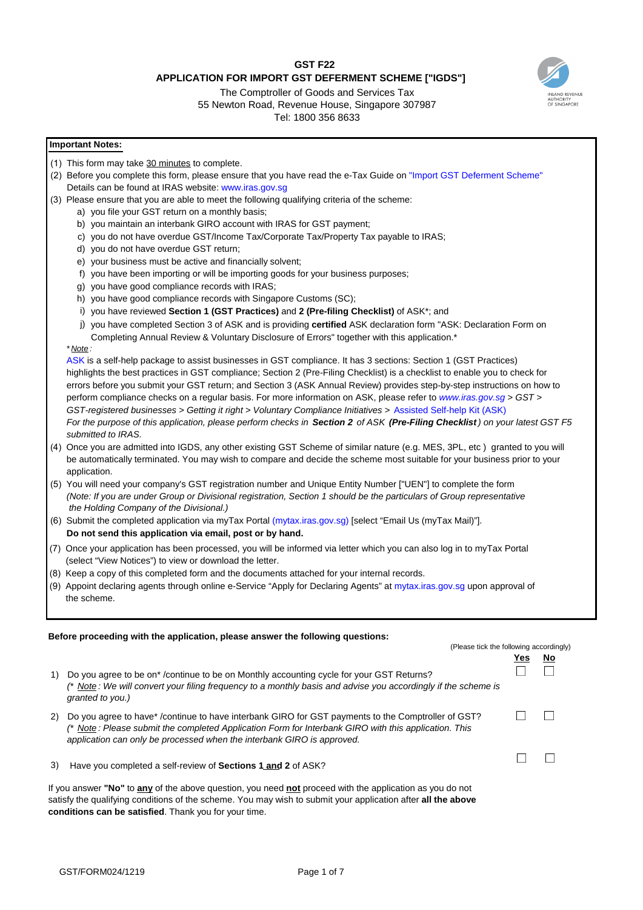# GST F22

## APPLICATION FOR IMPORT GST DEFERMENT SCHEME ["IGDS"]

The Comptroller of Goods and Services Tax
55 Newton Road, Revenue House, Singapore 307987
Tel: 1800 356 8633

**Important Notes:**

(1) This form may take 30 minutes to complete.

(2) Before you complete this form, please ensure that you have read the e-Tax Guide on "Import GST Deferment Scheme" Details can be found at IRAS website: www.iras.gov.sg

(3) Please ensure that you are able to meet the following qualifying criteria of the scheme:

   a) you file your GST return on a monthly basis;
   b) you maintain an interbank GIRO account with IRAS for GST payment;
   c) you do not have overdue GST/Income Tax/Corporate Tax/Property Tax payable to IRAS;
   d) you do not have overdue GST return;
   e) your business must be active and financially solvent;
   f) you have been importing or will be importing goods for your business purposes;
   g) you have good compliance records with IRAS;
   h) you have good compliance records with Singapore Customs (SC);
   i) you have reviewed **Section 1 (GST Practices)** and **2 (Pre-filing Checklist)** of ASK*; and
   j) you have completed Section 3 of ASK and is providing **certified** ASK declaration form "ASK: Declaration Form on Completing Annual Review & Voluntary Disclosure of Errors" together with this application.*

   *\* Note :*

   ASK is a self-help package to assist businesses in GST compliance. It has 3 sections: Section 1 (GST Practices) highlights the best practices in GST compliance; Section 2 (Pre-Filing Checklist) is a checklist to enable you to check for errors before you submit your GST return; and Section 3 (ASK Annual Review) provides step-by-step instructions on how to perform compliance checks on a regular basis. For more information on ASK, please refer to *www.iras.gov.sg > GST > GST-registered businesses > Getting it right > Voluntary Compliance Initiatives >* Assisted Self-help Kit (ASK)

   *For the purpose of this application, please perform checks in **Section 2** of ASK **(Pre-Filing Checklist)** on your latest GST F5 submitted to IRAS.*

(4) Once you are admitted into IGDS, any other existing GST Scheme of similar nature (e.g. MES, 3PL, etc ) granted to you will be automatically terminated. You may wish to compare and decide the scheme most suitable for your business prior to your application.

(5) You will need your company's GST registration number and Unique Entity Number ["UEN"] to complete the form *(Note: If you are under Group or Divisional registration, Section 1 should be the particulars of Group representative the Holding Company of the Divisional.)*

(6) Submit the completed application via myTax Portal (mytax.iras.gov.sg) [select "Email Us (myTax Mail)"]. **Do not send this application via email, post or by hand.**

(7) Once your application has been processed, you will be informed via letter which you can also log in to myTax Portal (select "View Notices") to view or download the letter.

(8) Keep a copy of this completed form and the documents attached for your internal records.

(9) Appoint declaring agents through online e-Service "Apply for Declaring Agents" at mytax.iras.gov.sg upon approval of the scheme.

**Before proceeding with the application, please answer the following questions:**

(Please tick the following accordingly)

| | Question | Yes | No |
|---|---|---|---|
| 1) | Do you agree to be on* /continue to be on Monthly accounting cycle for your GST Returns? *(\* Note : We will convert your filing frequency to a monthly basis and advise you accordingly if the scheme is granted to you.)* | ☐ | ☐ |
| 2) | Do you agree to have* /continue to have interbank GIRO for GST payments to the Comptroller of GST? *(\* Note : Please submit the completed Application Form for Interbank GIRO with this application. This application can only be processed when the interbank GIRO is approved.* | ☐ | ☐ |
| 3) | Have you completed a self-review of **Sections 1 and 2** of ASK? | ☐ | ☐ |

If you answer **"No"** to **any** of the above question, you need **not** proceed with the application as you do not satisfy the qualifying conditions of the scheme. You may wish to submit your application after **all the above conditions can be satisfied**. Thank you for your time.

GST/FORM024/1219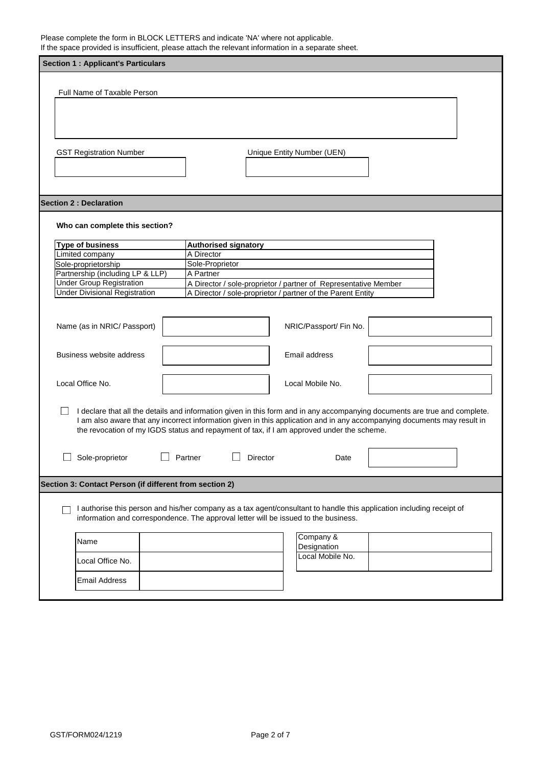Please complete the form in BLOCK LETTERS and indicate 'NA' where not applicable.
If the space provided is insufficient, please attach the relevant information in a separate sheet.

## Section 1 : Applicant's Particulars

Full Name of Taxable Person

GST Registration Number

Unique Entity Number (UEN)

## Section 2 : Declaration

**Who can complete this section?**

| Type of business | Authorised signatory |
| --- | --- |
| Limited company | A Director |
| Sole-proprietorship | Sole-Proprietor |
| Partnership (including LP & LLP) | A Partner |
| Under Group Registration | A Director / sole-proprietor / partner of Representative Member |
| Under Divisional Registration | A Director / sole-proprietor / partner of the Parent Entity |

| Name (as in NRIC/ Passport) | | NRIC/Passport/ Fin No. | |
| --- | --- | --- | --- |
| Business website address | | Email address | |
| Local Office No. | | Local Mobile No. | |

☐ I declare that all the details and information given in this form and in any accompanying documents are true and complete. I am also aware that any incorrect information given in this application and in any accompanying documents may result in the revocation of my IGDS status and repayment of tax, if I am approved under the scheme.

☐ Sole-proprietor ☐ Partner ☐ Director Date

## Section 3: Contact Person (if different from section 2)

☐ I authorise this person and his/her company as a tax agent/consultant to handle this application including receipt of information and correspondence. The approval letter will be issued to the business.

| Name | | Company & Designation | |
| --- | --- | --- | --- |
| Local Office No. | | Local Mobile No. | |
| Email Address | | | |

GST/FORM024/1219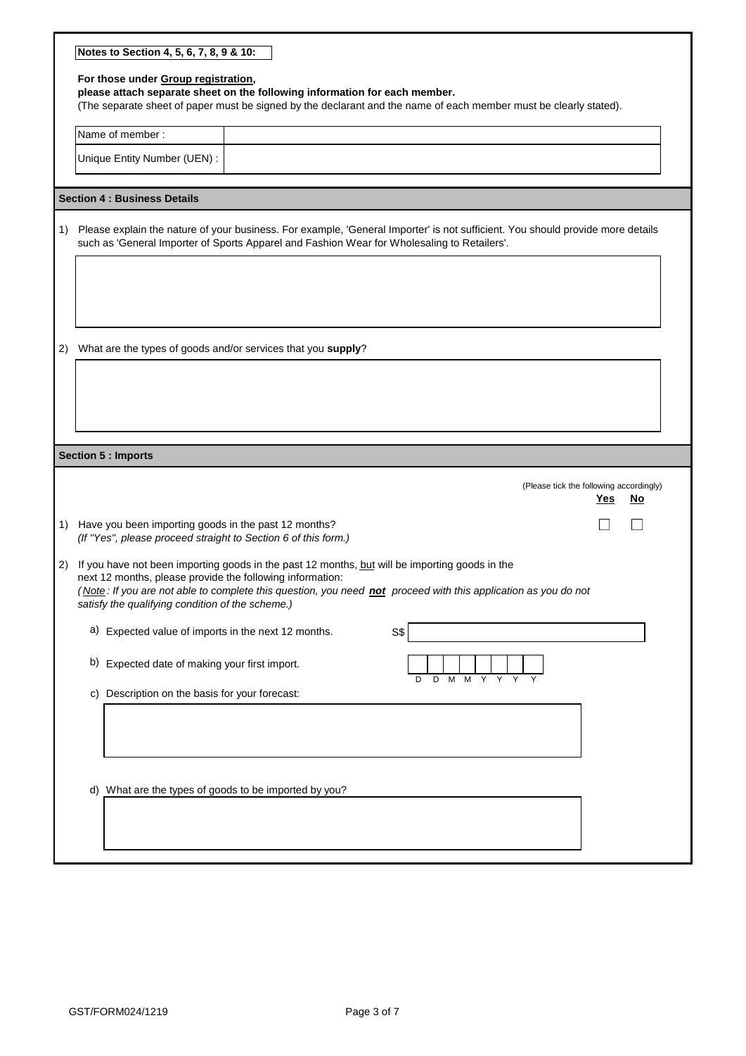**Notes to Section 4, 5, 6, 7, 8, 9 & 10:**

**For those under Group registration, please attach separate sheet on the following information for each member.**
(The separate sheet of paper must be signed by the declarant and the name of each member must be clearly stated).

| Name of member : | |
|---|---|
| Unique Entity Number (UEN) : | |

## Section 4 : Business Details

1) Please explain the nature of your business. For example, 'General Importer' is not sufficient. You should provide more details such as 'General Importer of Sports Apparel and Fashion Wear for Wholesaling to Retailers'.

2) What are the types of goods and/or services that you **supply**?

## Section 5 : Imports

(Please tick the following accordingly)

| | Yes | No |
|---|---|---|
| 1) Have you been importing goods in the past 12 months? *(If "Yes", please proceed straight to Section 6 of this form.)* | ☐ | ☐ |

2) If you have not been importing goods in the past 12 months, but will be importing goods in the next 12 months, please provide the following information:
*(Note: If you are not able to complete this question, you need **not** proceed with this application as you do not satisfy the qualifying condition of the scheme.)*

a) Expected value of imports in the next 12 months. S$

b) Expected date of making your first import. D D M M Y Y Y Y

c) Description on the basis for your forecast:

d) What are the types of goods to be imported by you?

GST/FORM024/1219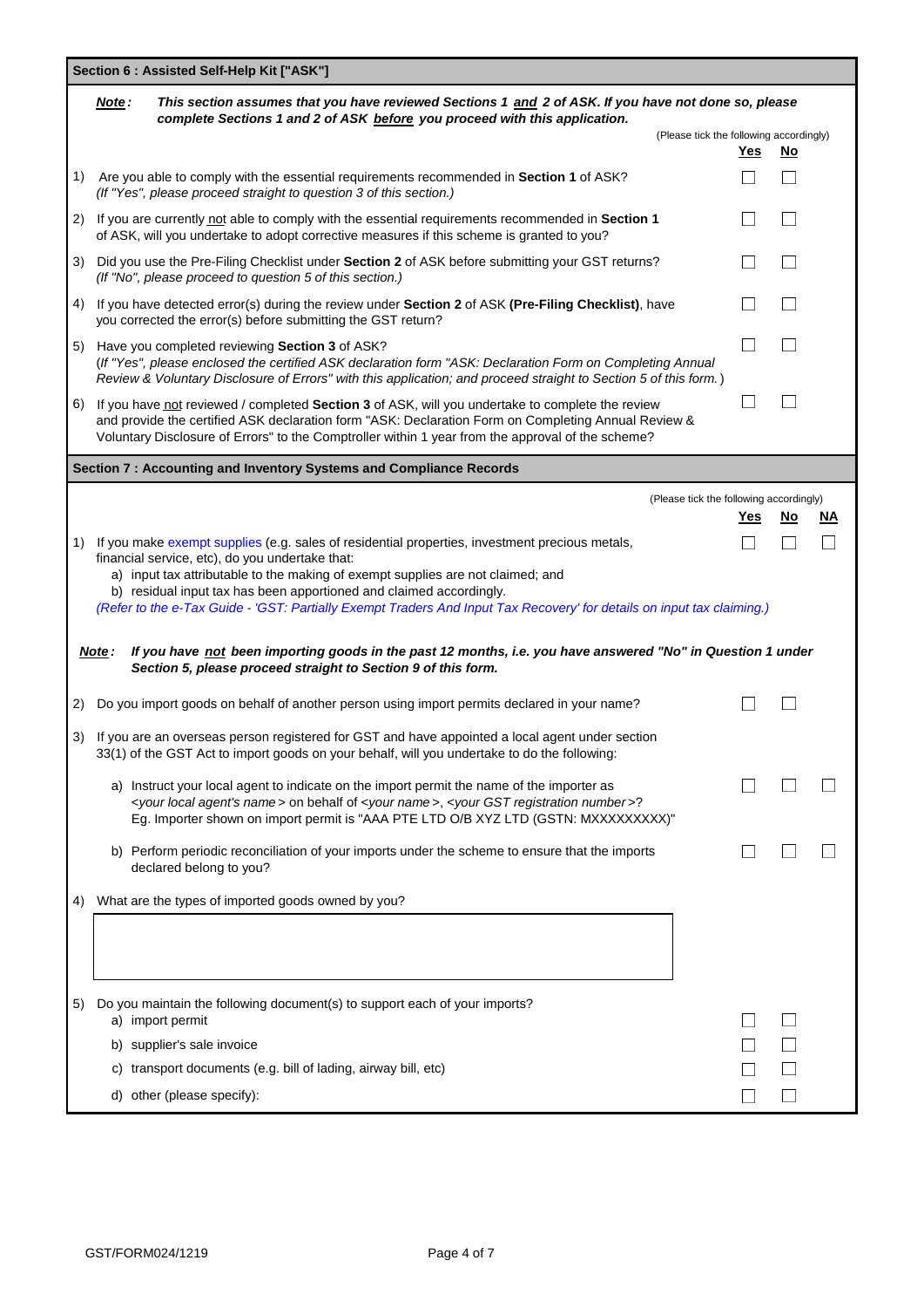## Section 6 : Assisted Self-Help Kit ["ASK"]

***Note*:** ***This section assumes that you have reviewed Sections 1 and 2 of ASK. If you have not done so, please complete Sections 1 and 2 of ASK before you proceed with this application.***

(Please tick the following accordingly)

| | | Yes | No |
|---|---|---|---|
| 1) | Are you able to comply with the essential requirements recommended in **Section 1** of ASK? *(If "Yes", please proceed straight to question 3 of this section.)* | ☐ | ☐ |
| 2) | If you are currently not able to comply with the essential requirements recommended in **Section 1** of ASK, will you undertake to adopt corrective measures if this scheme is granted to you? | ☐ | ☐ |
| 3) | Did you use the Pre-Filing Checklist under **Section 2** of ASK before submitting your GST returns? *(If "No", please proceed to question 5 of this section.)* | ☐ | ☐ |
| 4) | If you have detected error(s) during the review under **Section 2** of ASK **(Pre-Filing Checklist)**, have you corrected the error(s) before submitting the GST return? | ☐ | ☐ |
| 5) | Have you completed reviewing **Section 3** of ASK? *(If "Yes", please enclosed the certified ASK declaration form "ASK: Declaration Form on Completing Annual Review & Voluntary Disclosure of Errors" with this application; and proceed straight to Section 5 of this form.)* | ☐ | ☐ |
| 6) | If you have not reviewed / completed **Section 3** of ASK, will you undertake to complete the review and provide the certified ASK declaration form "ASK: Declaration Form on Completing Annual Review & Voluntary Disclosure of Errors" to the Comptroller within 1 year from the approval of the scheme? | ☐ | ☐ |

## Section 7 : Accounting and Inventory Systems and Compliance Records

(Please tick the following accordingly)

| | | Yes | No | NA |
|---|---|---|---|---|
| 1) | If you make exempt supplies (e.g. sales of residential properties, investment precious metals, financial service, etc), do you undertake that:<br>a) input tax attributable to the making of exempt supplies are not claimed; and<br>b) residual input tax has been apportioned and claimed accordingly.<br>*(Refer to the e-Tax Guide - 'GST: Partially Exempt Traders And Input Tax Recovery' for details on input tax claiming.)* | ☐ | ☐ | ☐ |

***Note*:** ***If you have not been importing goods in the past 12 months, i.e. you have answered "No" in Question 1 under Section 5, please proceed straight to Section 9 of this form.***

| | | Yes | No | NA |
|---|---|---|---|---|
| 2) | Do you import goods on behalf of another person using import permits declared in your name? | ☐ | ☐ | |
| 3) | If you are an overseas person registered for GST and have appointed a local agent under section 33(1) of the GST Act to import goods on your behalf, will you undertake to do the following: | | | |
| | a) Instruct your local agent to indicate on the import permit the name of the importer as <*your local agent's name*> on behalf of <*your name*>, <*your GST registration number*>? Eg. Importer shown on import permit is "AAA PTE LTD O/B XYZ LTD (GSTN: MXXXXXXXXX)" | ☐ | ☐ | ☐ |
| | b) Perform periodic reconciliation of your imports under the scheme to ensure that the imports declared belong to you? | ☐ | ☐ | ☐ |

4) What are the types of imported goods owned by you?

| |
|---|
| |

| | | Yes | No |
|---|---|---|---|
| 5) | Do you maintain the following document(s) to support each of your imports? | | |
| | a) import permit | ☐ | ☐ |
| | b) supplier's sale invoice | ☐ | ☐ |
| | c) transport documents (e.g. bill of lading, airway bill, etc) | ☐ | ☐ |
| | d) other (please specify): | ☐ | ☐ |

GST/FORM024/1219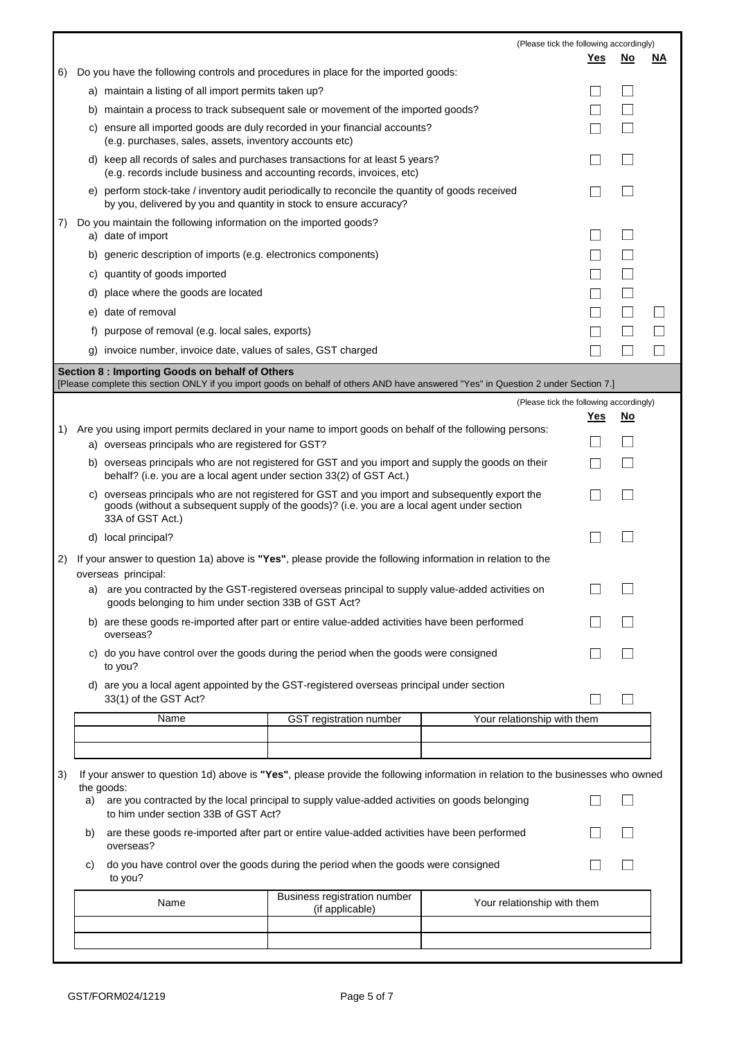(Please tick the following accordingly)

| | | Yes | No | NA |
|---|---|---|---|---|
| 6) | Do you have the following controls and procedures in place for the imported goods: | | | |
| | a) maintain a listing of all import permits taken up? | ☐ | ☐ | |
| | b) maintain a process to track subsequent sale or movement of the imported goods? | ☐ | ☐ | |
| | c) ensure all imported goods are duly recorded in your financial accounts? (e.g. purchases, sales, assets, inventory accounts etc) | ☐ | ☐ | |
| | d) keep all records of sales and purchases transactions for at least 5 years? (e.g. records include business and accounting records, invoices, etc) | ☐ | ☐ | |
| | e) perform stock-take / inventory audit periodically to reconcile the quantity of goods received by you, delivered by you and quantity in stock to ensure accuracy? | ☐ | ☐ | |
| 7) | Do you maintain the following information on the imported goods? | | | |
| | a) date of import | ☐ | ☐ | |
| | b) generic description of imports (e.g. electronics components) | ☐ | ☐ | |
| | c) quantity of goods imported | ☐ | ☐ | |
| | d) place where the goods are located | ☐ | ☐ | |
| | e) date of removal | ☐ | ☐ | ☐ |
| | f) purpose of removal (e.g. local sales, exports) | ☐ | ☐ | ☐ |
| | g) invoice number, invoice date, values of sales, GST charged | ☐ | ☐ | ☐ |

## Section 8 : Importing Goods on behalf of Others

[Please complete this section ONLY if you import goods on behalf of others AND have answered "Yes" in Question 2 under Section 7.]

(Please tick the following accordingly)

| | | Yes | No |
|---|---|---|---|
| 1) | Are you using import permits declared in your name to import goods on behalf of the following persons: | | |
| | a) overseas principals who are registered for GST? | ☐ | ☐ |
| | b) overseas principals who are not registered for GST and you import and supply the goods on their behalf? (i.e. you are a local agent under section 33(2) of GST Act.) | ☐ | ☐ |
| | c) overseas principals who are not registered for GST and you import and subsequently export the goods (without a subsequent supply of the goods)? (i.e. you are a local agent under section 33A of GST Act.) | ☐ | ☐ |
| | d) local principal? | ☐ | ☐ |
| 2) | If your answer to question 1a) above is **"Yes"**, please provide the following information in relation to the overseas principal: | | |
| | a) are you contracted by the GST-registered overseas principal to supply value-added activities on goods belonging to him under section 33B of GST Act? | ☐ | ☐ |
| | b) are these goods re-imported after part or entire value-added activities have been performed overseas? | ☐ | ☐ |
| | c) do you have control over the goods during the period when the goods were consigned to you? | ☐ | ☐ |
| | d) are you a local agent appointed by the GST-registered overseas principal under section 33(1) of the GST Act? | ☐ | ☐ |

| Name | GST registration number | Your relationship with them |
|---|---|---|
| | | |
| | | |

| | | Yes | No |
|---|---|---|---|
| 3) | If your answer to question 1d) above is **"Yes"**, please provide the following information in relation to the businesses who owned the goods: | | |
| | a) are you contracted by the local principal to supply value-added activities on goods belonging to him under section 33B of GST Act? | ☐ | ☐ |
| | b) are these goods re-imported after part or entire value-added activities have been performed overseas? | ☐ | ☐ |
| | c) do you have control over the goods during the period when the goods were consigned to you? | ☐ | ☐ |

| Name | Business registration number (if applicable) | Your relationship with them |
|---|---|---|
| | | |
| | | |

GST/FORM024/1219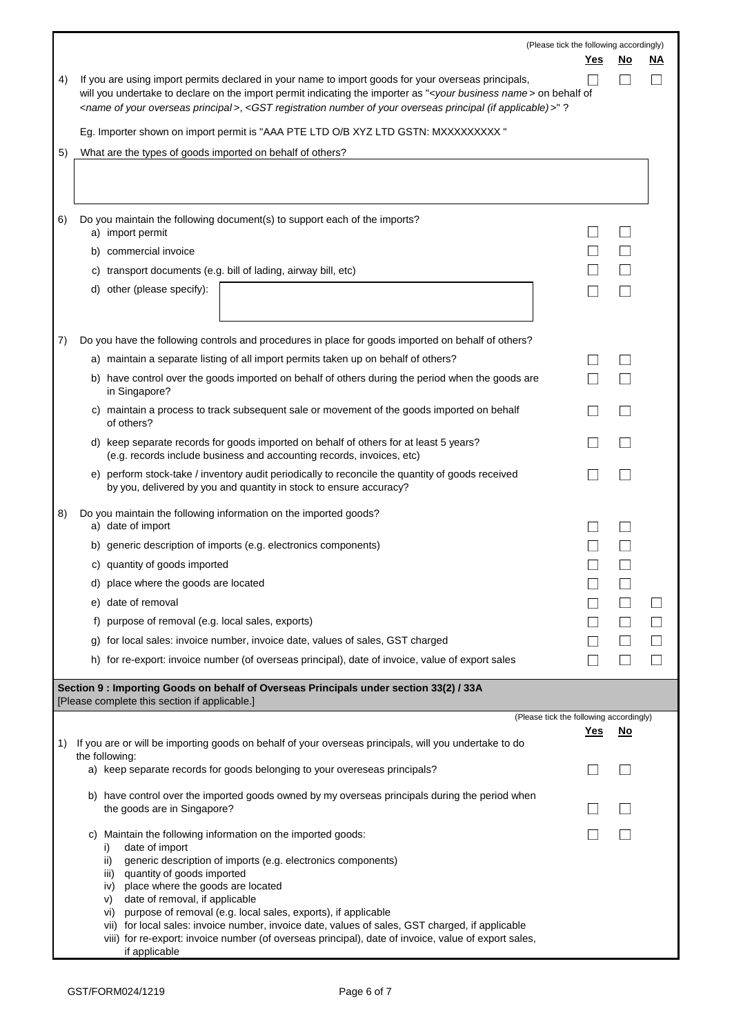(Please tick the following accordingly)

| | | Yes | No | NA |
|---|---|---|---|---|
| 4) | If you are using import permits declared in your name to import goods for your overseas principals, will you undertake to declare on the import permit indicating the importer as "<*your business name*> on behalf of <*name of your overseas principal*>, <*GST registration number of your overseas principal (if applicable)*>" ? | ☐ | ☐ | ☐ |

Eg. Importer shown on import permit is "AAA PTE LTD O/B XYZ LTD GSTN: MXXXXXXXXX "

5) What are the types of goods imported on behalf of others?

| |
|---|
| |

| | | Yes | No | NA |
|---|---|---|---|---|
| 6) | Do you maintain the following document(s) to support each of the imports? | | | |
| | a) import permit | ☐ | ☐ | |
| | b) commercial invoice | ☐ | ☐ | |
| | c) transport documents (e.g. bill of lading, airway bill, etc) | ☐ | ☐ | |
| | d) other (please specify): | ☐ | ☐ | |
| 7) | Do you have the following controls and procedures in place for goods imported on behalf of others? | | | |
| | a) maintain a separate listing of all import permits taken up on behalf of others? | ☐ | ☐ | |
| | b) have control over the goods imported on behalf of others during the period when the goods are in Singapore? | ☐ | ☐ | |
| | c) maintain a process to track subsequent sale or movement of the goods imported on behalf of others? | ☐ | ☐ | |
| | d) keep separate records for goods imported on behalf of others for at least 5 years? (e.g. records include business and accounting records, invoices, etc) | ☐ | ☐ | |
| | e) perform stock-take / inventory audit periodically to reconcile the quantity of goods received by you, delivered by you and quantity in stock to ensure accuracy? | ☐ | ☐ | |
| 8) | Do you maintain the following information on the imported goods? | | | |
| | a) date of import | ☐ | ☐ | |
| | b) generic description of imports (e.g. electronics components) | ☐ | ☐ | |
| | c) quantity of goods imported | ☐ | ☐ | |
| | d) place where the goods are located | ☐ | ☐ | |
| | e) date of removal | ☐ | ☐ | ☐ |
| | f) purpose of removal (e.g. local sales, exports) | ☐ | ☐ | ☐ |
| | g) for local sales: invoice number, invoice date, values of sales, GST charged | ☐ | ☐ | ☐ |
| | h) for re-export: invoice number (of overseas principal), date of invoice, value of export sales | ☐ | ☐ | ☐ |

## Section 9 : Importing Goods on behalf of Overseas Principals under section 33(2) / 33A

[Please complete this section if applicable.]

(Please tick the following accordingly)

| | | Yes | No |
|---|---|---|---|
| 1) | If you are or will be importing goods on behalf of your overseas principals, will you undertake to do the following: | | |
| | a) keep separate records for goods belonging to your overeseas principals? | ☐ | ☐ |
| | b) have control over the imported goods owned by my overseas principals during the period when the goods are in Singapore? | ☐ | ☐ |
| | c) Maintain the following information on the imported goods:<br>i) date of import<br>ii) generic description of imports (e.g. electronics components)<br>iii) quantity of goods imported<br>iv) place where the goods are located<br>v) date of removal, if applicable<br>vi) purpose of removal (e.g. local sales, exports), if applicable<br>vii) for local sales: invoice number, invoice date, values of sales, GST charged, if applicable<br>viii) for re-export: invoice number (of overseas principal), date of invoice, value of export sales, if applicable | ☐ | ☐ |

GST/FORM024/1219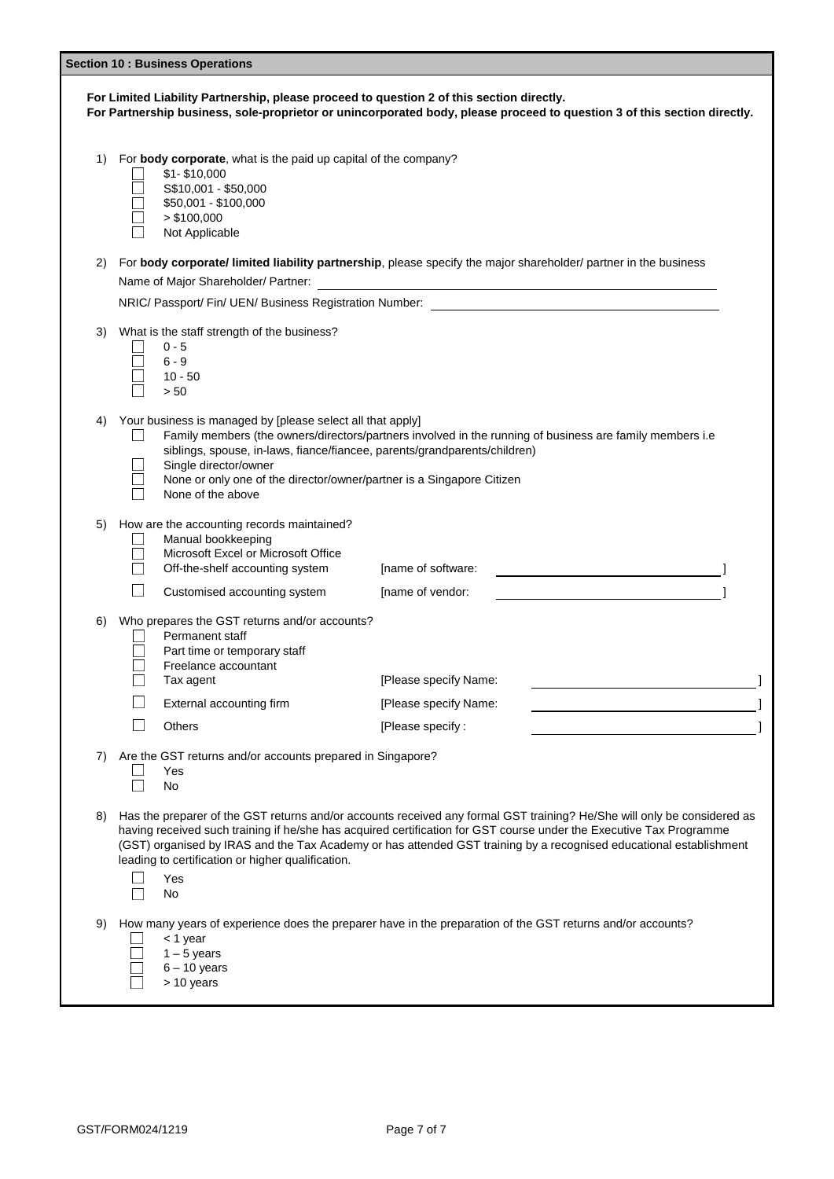## Section 10 : Business Operations

**For Limited Liability Partnership, please proceed to question 2 of this section directly.**
**For Partnership business, sole-proprietor or unincorporated body, please proceed to question 3 of this section directly.**

1) For **body corporate**, what is the paid up capital of the company?
   - ☐ $1- $10,000
   - ☐ S$10,001 - $50,000
   - ☐ $50,001 - $100,000
   - ☐ > $100,000
   - ☐ Not Applicable

2) For **body corporate/ limited liability partnership**, please specify the major shareholder/ partner in the business

   Name of Major Shareholder/ Partner: \_\_\_\_\_\_\_\_\_\_\_\_\_\_\_\_\_\_\_\_

   NRIC/ Passport/ Fin/ UEN/ Business Registration Number: \_\_\_\_\_\_\_\_\_\_\_\_\_\_\_\_\_\_\_\_

3) What is the staff strength of the business?
   - ☐ 0 - 5
   - ☐ 6 - 9
   - ☐ 10 - 50
   - ☐ > 50

4) Your business is managed by [please select all that apply]
   - ☐ Family members (the owners/directors/partners involved in the running of business are family members i.e siblings, spouse, in-laws, fiance/fiancee, parents/grandparents/children)
   - ☐ Single director/owner
   - ☐ None or only one of the director/owner/partner is a Singapore Citizen
   - ☐ None of the above

5) How are the accounting records maintained?
   - ☐ Manual bookkeeping
   - ☐ Microsoft Excel or Microsoft Office
   - ☐ Off-the-shelf accounting system [name of software: \_\_\_\_\_\_\_\_\_\_\_\_\_\_\_\_\_\_\_\_ ]
   - ☐ Customised accounting system [name of vendor: \_\_\_\_\_\_\_\_\_\_\_\_\_\_\_\_\_\_\_\_ ]

6) Who prepares the GST returns and/or accounts?
   - ☐ Permanent staff
   - ☐ Part time or temporary staff
   - ☐ Freelance accountant
   - ☐ Tax agent [Please specify Name: \_\_\_\_\_\_\_\_\_\_\_\_\_\_\_\_\_\_\_\_ ]
   - ☐ External accounting firm [Please specify Name: \_\_\_\_\_\_\_\_\_\_\_\_\_\_\_\_\_\_\_\_ ]
   - ☐ Others [Please specify : \_\_\_\_\_\_\_\_\_\_\_\_\_\_\_\_\_\_\_\_ ]

7) Are the GST returns and/or accounts prepared in Singapore?
   - ☐ Yes
   - ☐ No

8) Has the preparer of the GST returns and/or accounts received any formal GST training? He/She will only be considered as having received such training if he/she has acquired certification for GST course under the Executive Tax Programme (GST) organised by IRAS and the Tax Academy or has attended GST training by a recognised educational establishment leading to certification or higher qualification.
   - ☐ Yes
   - ☐ No

9) How many years of experience does the preparer have in the preparation of the GST returns and/or accounts?
   - ☐ < 1 year
   - ☐ 1 – 5 years
   - ☐ 6 – 10 years
   - ☐ > 10 years

GST/FORM024/1219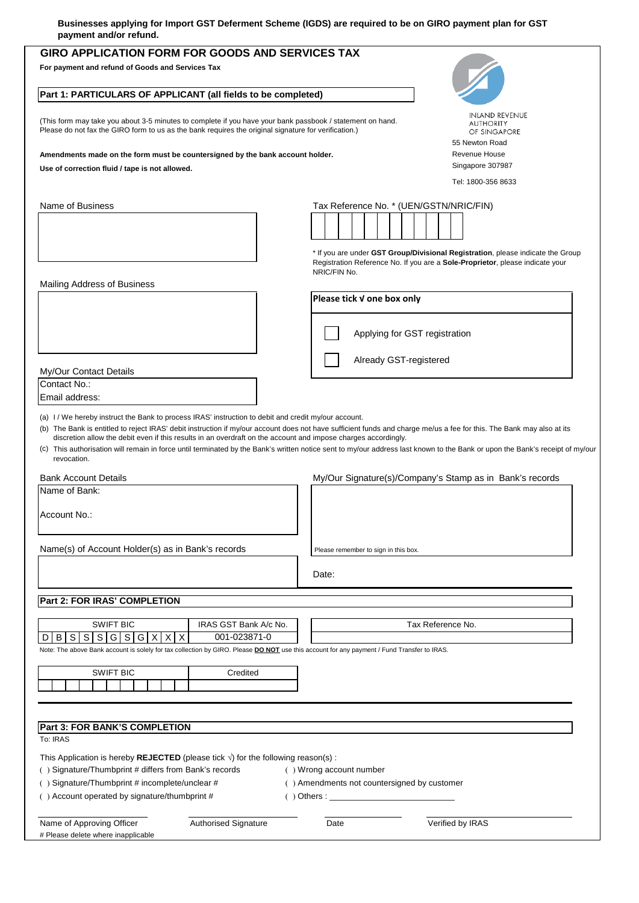**Businesses applying for Import GST Deferment Scheme (IGDS) are required to be on GIRO payment plan for GST payment and/or refund.**

# GIRO APPLICATION FORM FOR GOODS AND SERVICES TAX

**For payment and refund of Goods and Services Tax**

INLAND REVENUE AUTHORITY OF SINGAPORE
55 Newton Road
Revenue House
Singapore 307987
Tel: 1800-356 8633

## Part 1: PARTICULARS OF APPLICANT (all fields to be completed)

(This form may take you about 3-5 minutes to complete if you have your bank passbook / statement on hand. Please do not fax the GIRO form to us as the bank requires the original signature for verification.)

**Amendments made on the form must be countersigned by the bank account holder.**

**Use of correction fluid / tape is not allowed.**

Name of Business

Tax Reference No. * (UEN/GSTN/NRIC/FIN)

| | | | | | | | | | | | |
|---|---|---|---|---|---|---|---|---|---|---|---|
| | | | | | | | | | | | |

* If you are under **GST Group/Divisional Registration**, please indicate the Group Registration Reference No. If you are a **Sole-Proprietor**, please indicate your NRIC/FIN No.

Mailing Address of Business

**Please tick √ one box only**

☐ Applying for GST registration

☐ Already GST-registered

My/Our Contact Details

Contact No.:

Email address:

(a) I / We hereby instruct the Bank to process IRAS' instruction to debit and credit my/our account.

(b) The Bank is entitled to reject IRAS' debit instruction if my/our account does not have sufficient funds and charge me/us a fee for this. The Bank may also at its discretion allow the debit even if this results in an overdraft on the account and impose charges accordingly.

(c) This authorisation will remain in force until terminated by the Bank's written notice sent to my/our address last known to the Bank or upon the Bank's receipt of my/our revocation.

Bank Account Details

Name of Bank:

Account No.:

My/Our Signature(s)/Company's Stamp as in Bank's records

Please remember to sign in this box.

Name(s) of Account Holder(s) as in Bank's records

Date:

## Part 2: FOR IRAS' COMPLETION

| SWIFT BIC | IRAS GST Bank A/c No. | Tax Reference No. |
|---|---|---|
| D B S S S G S G X X X | 001-023871-0 | |

Note: The above Bank account is solely for tax collection by GIRO. Please **DO NOT** use this account for any payment / Fund Transfer to IRAS.

| SWIFT BIC | Credited |
|---|---|
| | |

## Part 3: FOR BANK'S COMPLETION

To: IRAS

This Application is hereby **REJECTED** (please tick √) for the following reason(s) :

- ( ) Signature/Thumbprint # differs from Bank's records
- ( ) Signature/Thumbprint # incomplete/unclear #
- ( ) Account operated by signature/thumbprint #
- ( ) Wrong account number
- ( ) Amendments not countersigned by customer
- ( ) Others : ___________________________

| Name of Approving Officer | Authorised Signature | Date | Verified by IRAS |
|---|---|---|---|

# Please delete where inapplicable